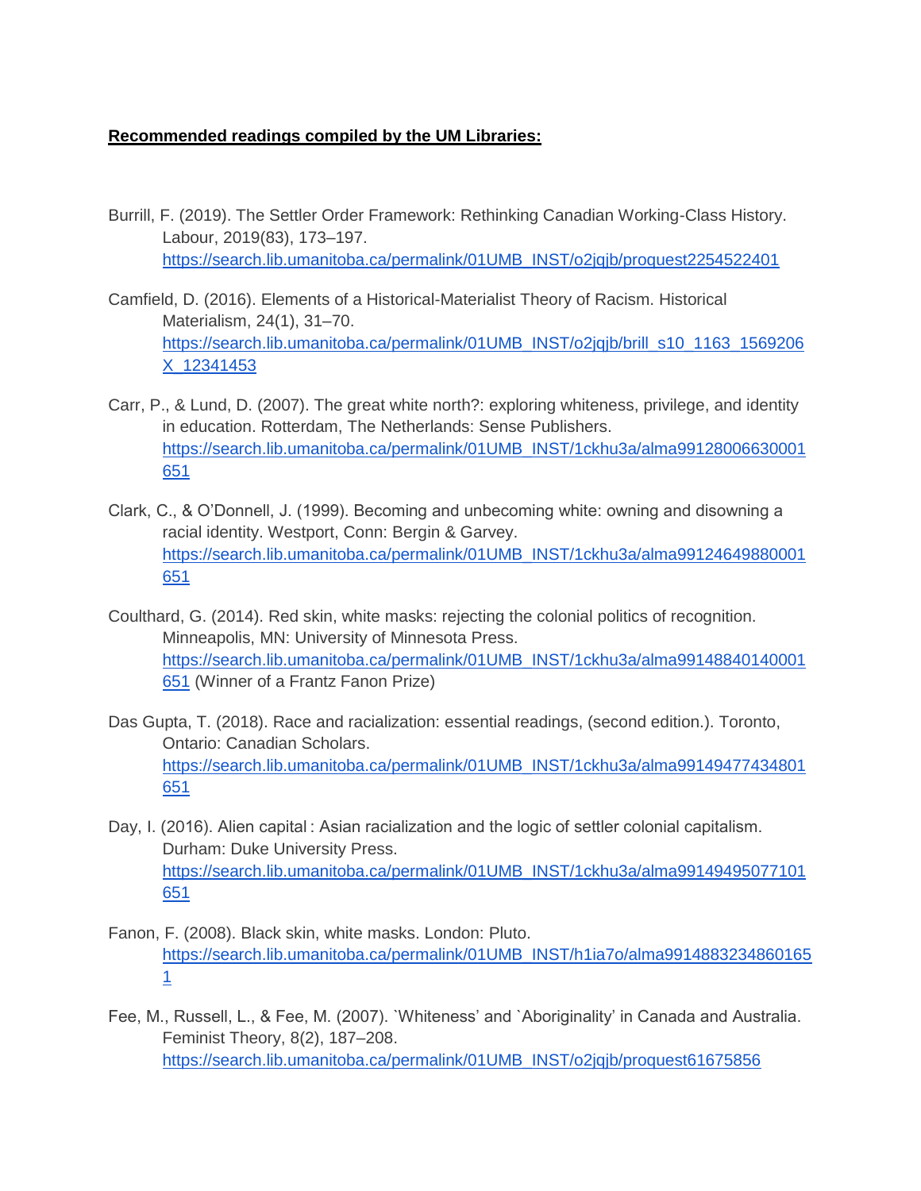**Recommended readings compiled by the UM Libraries:**

Burrill, F. (2019). The Settler Order Framework: Rethinking Canadian Working-Class History. Labour, 2019(83), 173–197. https://search.lib.umanitoba.ca/permalink/01UMB_INST/o2jqjb/proquest2254522401

Camfield, D. (2016). Elements of a Historical-Materialist Theory of Racism. Historical Materialism, 24(1), 31–70. https://search.lib.umanitoba.ca/permalink/01UMB_INST/o2jqjb/brill_s10_1163_1569206X_12341453

Carr, P., & Lund, D. (2007). The great white north?: exploring whiteness, privilege, and identity in education. Rotterdam, The Netherlands: Sense Publishers. https://search.lib.umanitoba.ca/permalink/01UMB_INST/1ckhu3a/alma99128006630001651

Clark, C., & O'Donnell, J. (1999). Becoming and unbecoming white: owning and disowning a racial identity. Westport, Conn: Bergin & Garvey. https://search.lib.umanitoba.ca/permalink/01UMB_INST/1ckhu3a/alma99124649880001651

Coulthard, G. (2014). Red skin, white masks: rejecting the colonial politics of recognition. Minneapolis, MN: University of Minnesota Press. https://search.lib.umanitoba.ca/permalink/01UMB_INST/1ckhu3a/alma99148840140001651 (Winner of a Frantz Fanon Prize)

Das Gupta, T. (2018). Race and racialization: essential readings, (second edition.). Toronto, Ontario: Canadian Scholars. https://search.lib.umanitoba.ca/permalink/01UMB_INST/1ckhu3a/alma99149477434801651

Day, I. (2016). Alien capital : Asian racialization and the logic of settler colonial capitalism. Durham: Duke University Press. https://search.lib.umanitoba.ca/permalink/01UMB_INST/1ckhu3a/alma99149495077101651

Fanon, F. (2008). Black skin, white masks. London: Pluto. https://search.lib.umanitoba.ca/permalink/01UMB_INST/h1ia7o/alma99148832348601651

Fee, M., Russell, L., & Fee, M. (2007). `Whiteness' and `Aboriginality' in Canada and Australia. Feminist Theory, 8(2), 187–208. https://search.lib.umanitoba.ca/permalink/01UMB_INST/o2jqjb/proquest61675856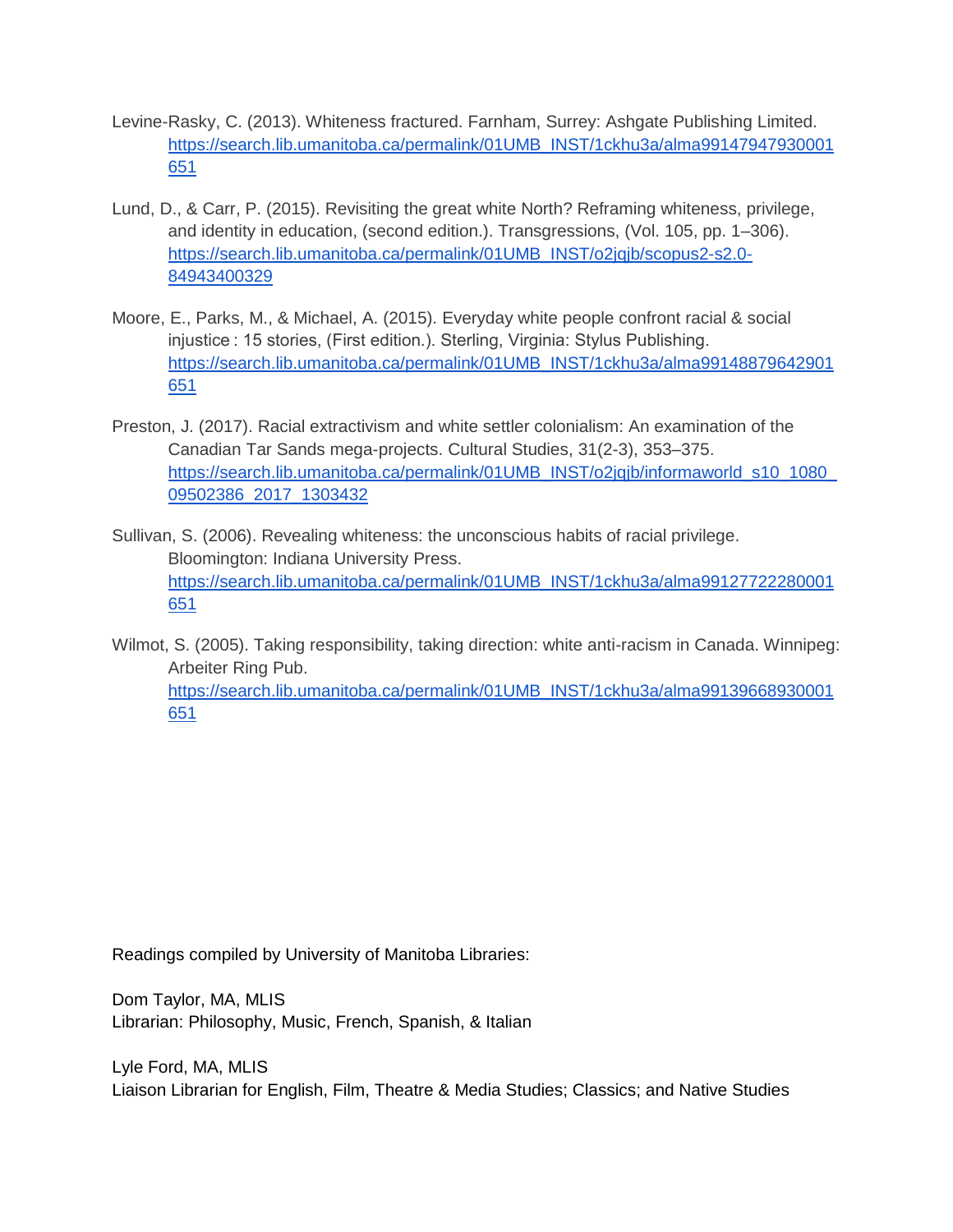Levine-Rasky, C. (2013). Whiteness fractured. Farnham, Surrey: Ashgate Publishing Limited. https://search.lib.umanitoba.ca/permalink/01UMB_INST/1ckhu3a/alma99147947930001651

Lund, D., & Carr, P. (2015). Revisiting the great white North? Reframing whiteness, privilege, and identity in education, (second edition.). Transgressions, (Vol. 105, pp. 1–306). https://search.lib.umanitoba.ca/permalink/01UMB_INST/o2jqjb/scopus2-s2.0-84943400329

Moore, E., Parks, M., & Michael, A. (2015). Everyday white people confront racial & social injustice : 15 stories, (First edition.). Sterling, Virginia: Stylus Publishing. https://search.lib.umanitoba.ca/permalink/01UMB_INST/1ckhu3a/alma99148879642901651

Preston, J. (2017). Racial extractivism and white settler colonialism: An examination of the Canadian Tar Sands mega-projects. Cultural Studies, 31(2-3), 353–375. https://search.lib.umanitoba.ca/permalink/01UMB_INST/o2jqjb/informaworld_s10_1080_09502386_2017_1303432

Sullivan, S. (2006). Revealing whiteness: the unconscious habits of racial privilege. Bloomington: Indiana University Press. https://search.lib.umanitoba.ca/permalink/01UMB_INST/1ckhu3a/alma99127722280001651

Wilmot, S. (2005). Taking responsibility, taking direction: white anti-racism in Canada. Winnipeg: Arbeiter Ring Pub. https://search.lib.umanitoba.ca/permalink/01UMB_INST/1ckhu3a/alma99139668930001651

Readings compiled by University of Manitoba Libraries:

Dom Taylor, MA, MLIS
Librarian: Philosophy, Music, French, Spanish, & Italian

Lyle Ford, MA, MLIS
Liaison Librarian for English, Film, Theatre & Media Studies; Classics; and Native Studies